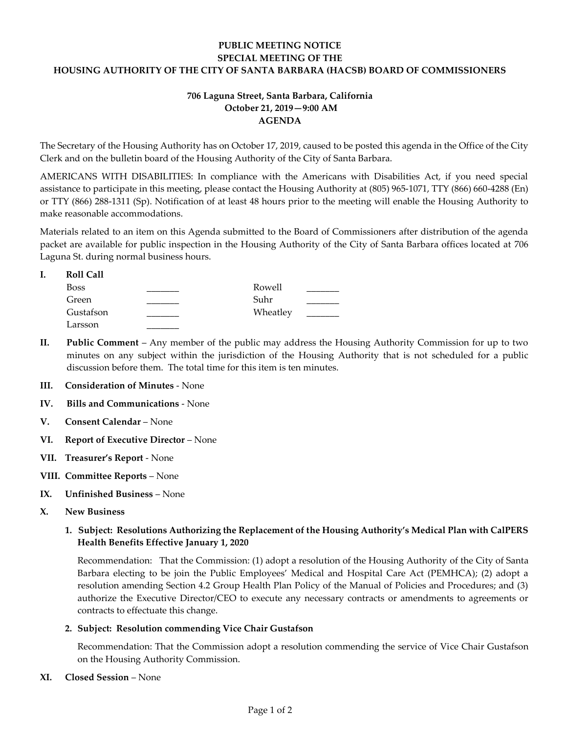**PUBLIC MEETING NOTICE**
**SPECIAL MEETING OF THE**
**HOUSING AUTHORITY OF THE CITY OF SANTA BARBARA (HACSB) BOARD OF COMMISSIONERS**

**706 Laguna Street, Santa Barbara, California**
**October 21, 2019—9:00 AM**
**AGENDA**

The Secretary of the Housing Authority has on October 17, 2019, caused to be posted this agenda in the Office of the City Clerk and on the bulletin board of the Housing Authority of the City of Santa Barbara.

AMERICANS WITH DISABILITIES: In compliance with the Americans with Disabilities Act, if you need special assistance to participate in this meeting, please contact the Housing Authority at (805) 965-1071, TTY (866) 660-4288 (En) or TTY (866) 288-1311 (Sp). Notification of at least 48 hours prior to the meeting will enable the Housing Authority to make reasonable accommodations.

Materials related to an item on this Agenda submitted to the Board of Commissioners after distribution of the agenda packet are available for public inspection in the Housing Authority of the City of Santa Barbara offices located at 706 Laguna St. during normal business hours.

**I. Roll Call**

| | | | |
|---|---|---|---|
| Boss | _______ | Rowell | _______ |
| Green | _______ | Suhr | _______ |
| Gustafson | _______ | Wheatley | _______ |
| Larsson | _______ | | |

**II. Public Comment** – Any member of the public may address the Housing Authority Commission for up to two minutes on any subject within the jurisdiction of the Housing Authority that is not scheduled for a public discussion before them. The total time for this item is ten minutes.

**III. Consideration of Minutes** - None

**IV. Bills and Communications** - None

**V. Consent Calendar** – None

**VI. Report of Executive Director** – None

**VII. Treasurer's Report** - None

**VIII. Committee Reports** – None

**IX. Unfinished Business** – None

**X. New Business**

1. **Subject: Resolutions Authorizing the Replacement of the Housing Authority's Medical Plan with CalPERS Health Benefits Effective January 1, 2020**

   Recommendation: That the Commission: (1) adopt a resolution of the Housing Authority of the City of Santa Barbara electing to be join the Public Employees' Medical and Hospital Care Act (PEMHCA); (2) adopt a resolution amending Section 4.2 Group Health Plan Policy of the Manual of Policies and Procedures; and (3) authorize the Executive Director/CEO to execute any necessary contracts or amendments to agreements or contracts to effectuate this change.

2. **Subject: Resolution commending Vice Chair Gustafson**

   Recommendation: That the Commission adopt a resolution commending the service of Vice Chair Gustafson on the Housing Authority Commission.

**XI. Closed Session** – None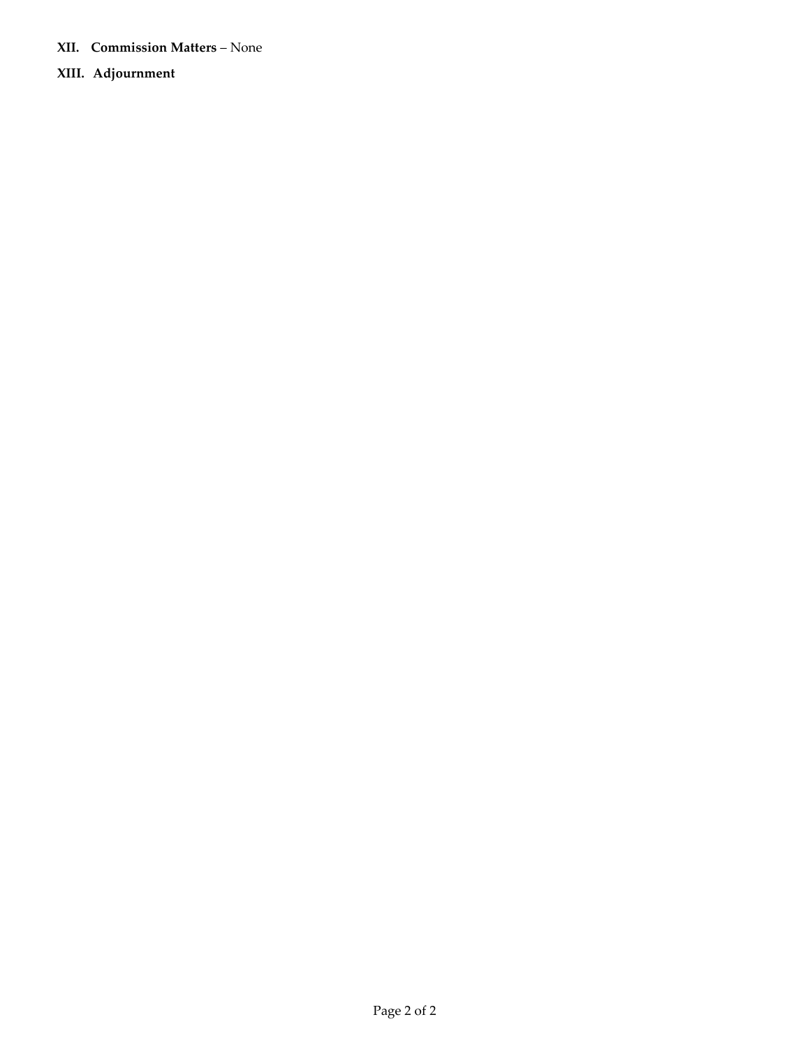**XII. Commission Matters** – None

**XIII. Adjournment**